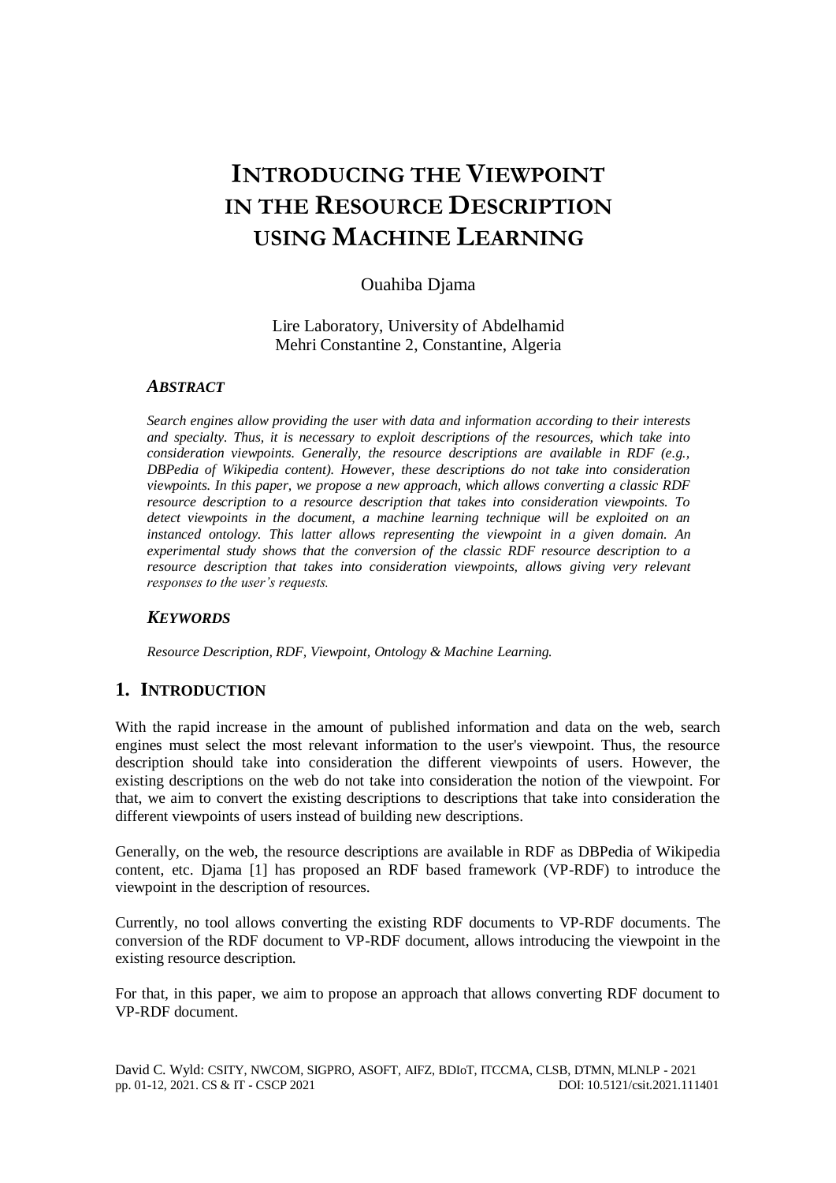# INTRODUCING THE VIEWPOINT IN THE RESOURCE DESCRIPTION USING MACHINE LEARNING

Ouahiba Djama

Lire Laboratory, University of Abdelhamid Mehri Constantine 2, Constantine, Algeria

### *ABSTRACT*

*Search engines allow providing the user with data and information according to their interests and specialty. Thus, it is necessary to exploit descriptions of the resources, which take into consideration viewpoints. Generally, the resource descriptions are available in RDF (e.g., DBPedia of Wikipedia content). However, these descriptions do not take into consideration viewpoints. In this paper, we propose a new approach, which allows converting a classic RDF resource description to a resource description that takes into consideration viewpoints. To detect viewpoints in the document, a machine learning technique will be exploited on an instanced ontology. This latter allows representing the viewpoint in a given domain. An experimental study shows that the conversion of the classic RDF resource description to a resource description that takes into consideration viewpoints, allows giving very relevant responses to the user's requests.*

### *KEYWORDS*

*Resource Description, RDF, Viewpoint, Ontology & Machine Learning.*

## 1. INTRODUCTION

With the rapid increase in the amount of published information and data on the web, search engines must select the most relevant information to the user's viewpoint. Thus, the resource description should take into consideration the different viewpoints of users. However, the existing descriptions on the web do not take into consideration the notion of the viewpoint. For that, we aim to convert the existing descriptions to descriptions that take into consideration the different viewpoints of users instead of building new descriptions.

Generally, on the web, the resource descriptions are available in RDF as DBPedia of Wikipedia content, etc. Djama [1] has proposed an RDF based framework (VP-RDF) to introduce the viewpoint in the description of resources.

Currently, no tool allows converting the existing RDF documents to VP-RDF documents. The conversion of the RDF document to VP-RDF document, allows introducing the viewpoint in the existing resource description.

For that, in this paper, we aim to propose an approach that allows converting RDF document to VP-RDF document.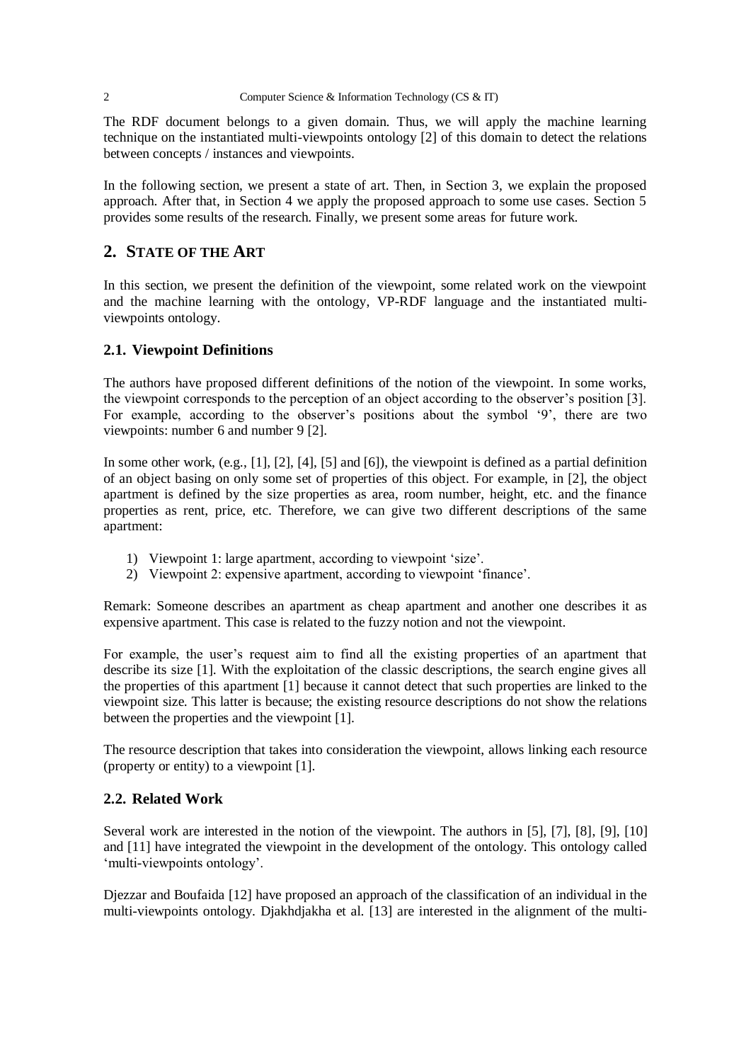The RDF document belongs to a given domain. Thus, we will apply the machine learning technique on the instantiated multi-viewpoints ontology [2] of this domain to detect the relations between concepts / instances and viewpoints.

In the following section, we present a state of art. Then, in Section 3, we explain the proposed approach. After that, in Section 4 we apply the proposed approach to some use cases. Section 5 provides some results of the research. Finally, we present some areas for future work.

## 2. STATE OF THE ART

In this section, we present the definition of the viewpoint, some related work on the viewpoint and the machine learning with the ontology, VP-RDF language and the instantiated multi-viewpoints ontology.

### 2.1. Viewpoint Definitions

The authors have proposed different definitions of the notion of the viewpoint. In some works, the viewpoint corresponds to the perception of an object according to the observer's position [3]. For example, according to the observer's positions about the symbol '9', there are two viewpoints: number 6 and number 9 [2].

In some other work, (e.g., [1], [2], [4], [5] and [6]), the viewpoint is defined as a partial definition of an object basing on only some set of properties of this object. For example, in [2], the object apartment is defined by the size properties as area, room number, height, etc. and the finance properties as rent, price, etc. Therefore, we can give two different descriptions of the same apartment:

1) Viewpoint 1: large apartment, according to viewpoint 'size'.
2) Viewpoint 2: expensive apartment, according to viewpoint 'finance'.

Remark: Someone describes an apartment as cheap apartment and another one describes it as expensive apartment. This case is related to the fuzzy notion and not the viewpoint.

For example, the user's request aim to find all the existing properties of an apartment that describe its size [1]. With the exploitation of the classic descriptions, the search engine gives all the properties of this apartment [1] because it cannot detect that such properties are linked to the viewpoint size. This latter is because; the existing resource descriptions do not show the relations between the properties and the viewpoint [1].

The resource description that takes into consideration the viewpoint, allows linking each resource (property or entity) to a viewpoint [1].

### 2.2. Related Work

Several work are interested in the notion of the viewpoint. The authors in [5], [7], [8], [9], [10] and [11] have integrated the viewpoint in the development of the ontology. This ontology called 'multi-viewpoints ontology'.

Djezzar and Boufaida [12] have proposed an approach of the classification of an individual in the multi-viewpoints ontology. Djakhdjakha et al. [13] are interested in the alignment of the multi-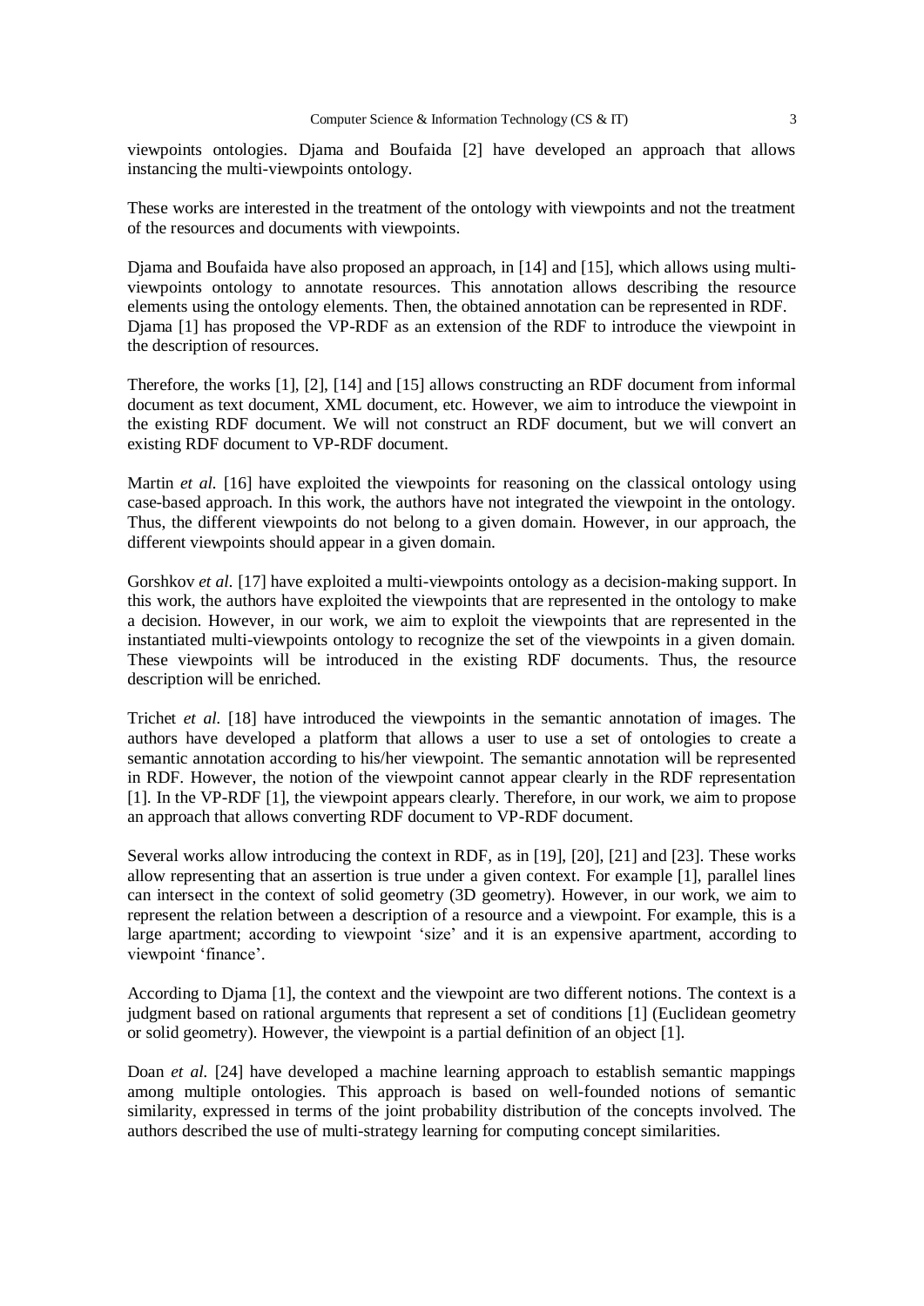viewpoints ontologies. Djama and Boufaida [2] have developed an approach that allows instancing the multi-viewpoints ontology.

These works are interested in the treatment of the ontology with viewpoints and not the treatment of the resources and documents with viewpoints.

Djama and Boufaida have also proposed an approach, in [14] and [15], which allows using multi-viewpoints ontology to annotate resources. This annotation allows describing the resource elements using the ontology elements. Then, the obtained annotation can be represented in RDF. Djama [1] has proposed the VP-RDF as an extension of the RDF to introduce the viewpoint in the description of resources.

Therefore, the works [1], [2], [14] and [15] allows constructing an RDF document from informal document as text document, XML document, etc. However, we aim to introduce the viewpoint in the existing RDF document. We will not construct an RDF document, but we will convert an existing RDF document to VP-RDF document.

Martin *et al.* [16] have exploited the viewpoints for reasoning on the classical ontology using case-based approach. In this work, the authors have not integrated the viewpoint in the ontology. Thus, the different viewpoints do not belong to a given domain. However, in our approach, the different viewpoints should appear in a given domain.

Gorshkov *et al.* [17] have exploited a multi-viewpoints ontology as a decision-making support. In this work, the authors have exploited the viewpoints that are represented in the ontology to make a decision. However, in our work, we aim to exploit the viewpoints that are represented in the instantiated multi-viewpoints ontology to recognize the set of the viewpoints in a given domain. These viewpoints will be introduced in the existing RDF documents. Thus, the resource description will be enriched.

Trichet *et al.* [18] have introduced the viewpoints in the semantic annotation of images. The authors have developed a platform that allows a user to use a set of ontologies to create a semantic annotation according to his/her viewpoint. The semantic annotation will be represented in RDF. However, the notion of the viewpoint cannot appear clearly in the RDF representation [1]. In the VP-RDF [1], the viewpoint appears clearly. Therefore, in our work, we aim to propose an approach that allows converting RDF document to VP-RDF document.

Several works allow introducing the context in RDF, as in [19], [20], [21] and [23]. These works allow representing that an assertion is true under a given context. For example [1], parallel lines can intersect in the context of solid geometry (3D geometry). However, in our work, we aim to represent the relation between a description of a resource and a viewpoint. For example, this is a large apartment; according to viewpoint 'size' and it is an expensive apartment, according to viewpoint 'finance'.

According to Djama [1], the context and the viewpoint are two different notions. The context is a judgment based on rational arguments that represent a set of conditions [1] (Euclidean geometry or solid geometry). However, the viewpoint is a partial definition of an object [1].

Doan *et al.* [24] have developed a machine learning approach to establish semantic mappings among multiple ontologies. This approach is based on well-founded notions of semantic similarity, expressed in terms of the joint probability distribution of the concepts involved. The authors described the use of multi-strategy learning for computing concept similarities.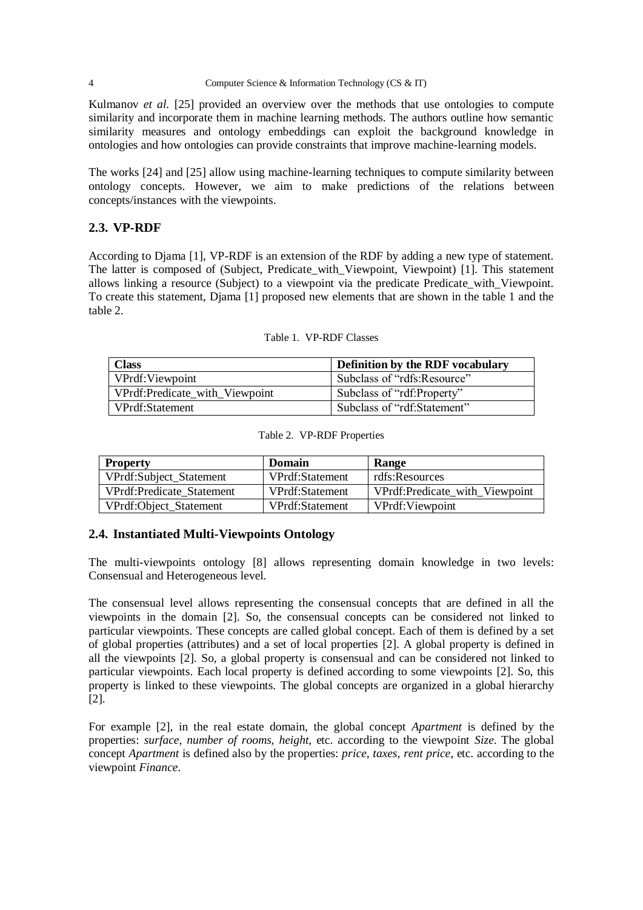Kulmanov *et al.* [25] provided an overview over the methods that use ontologies to compute similarity and incorporate them in machine learning methods. The authors outline how semantic similarity measures and ontology embeddings can exploit the background knowledge in ontologies and how ontologies can provide constraints that improve machine-learning models.

The works [24] and [25] allow using machine-learning techniques to compute similarity between ontology concepts. However, we aim to make predictions of the relations between concepts/instances with the viewpoints.

## 2.3. VP-RDF

According to Djama [1], VP-RDF is an extension of the RDF by adding a new type of statement. The latter is composed of (Subject, Predicate_with_Viewpoint, Viewpoint) [1]. This statement allows linking a resource (Subject) to a viewpoint via the predicate Predicate_with_Viewpoint. To create this statement, Djama [1] proposed new elements that are shown in the table 1 and the table 2.

Table 1. VP-RDF Classes

| **Class** | **Definition by the RDF vocabulary** |
|---|---|
| VPrdf:Viewpoint | Subclass of "rdfs:Resource" |
| VPrdf:Predicate_with_Viewpoint | Subclass of "rdf:Property" |
| VPrdf:Statement | Subclass of "rdf:Statement" |

Table 2. VP-RDF Properties

| **Property** | **Domain** | **Range** |
|---|---|---|
| VPrdf:Subject_Statement | VPrdf:Statement | rdfs:Resources |
| VPrdf:Predicate_Statement | VPrdf:Statement | VPrdf:Predicate_with_Viewpoint |
| VPrdf:Object_Statement | VPrdf:Statement | VPrdf:Viewpoint |

## 2.4. Instantiated Multi-Viewpoints Ontology

The multi-viewpoints ontology [8] allows representing domain knowledge in two levels: Consensual and Heterogeneous level.

The consensual level allows representing the consensual concepts that are defined in all the viewpoints in the domain [2]. So, the consensual concepts can be considered not linked to particular viewpoints. These concepts are called global concept. Each of them is defined by a set of global properties (attributes) and a set of local properties [2]. A global property is defined in all the viewpoints [2]. So, a global property is consensual and can be considered not linked to particular viewpoints. Each local property is defined according to some viewpoints [2]. So, this property is linked to these viewpoints. The global concepts are organized in a global hierarchy [2].

For example [2], in the real estate domain, the global concept *Apartment* is defined by the properties: *surface, number of rooms, height*, etc. according to the viewpoint *Size*. The global concept *Apartment* is defined also by the properties: *price, taxes, rent price*, etc. according to the viewpoint *Finance*.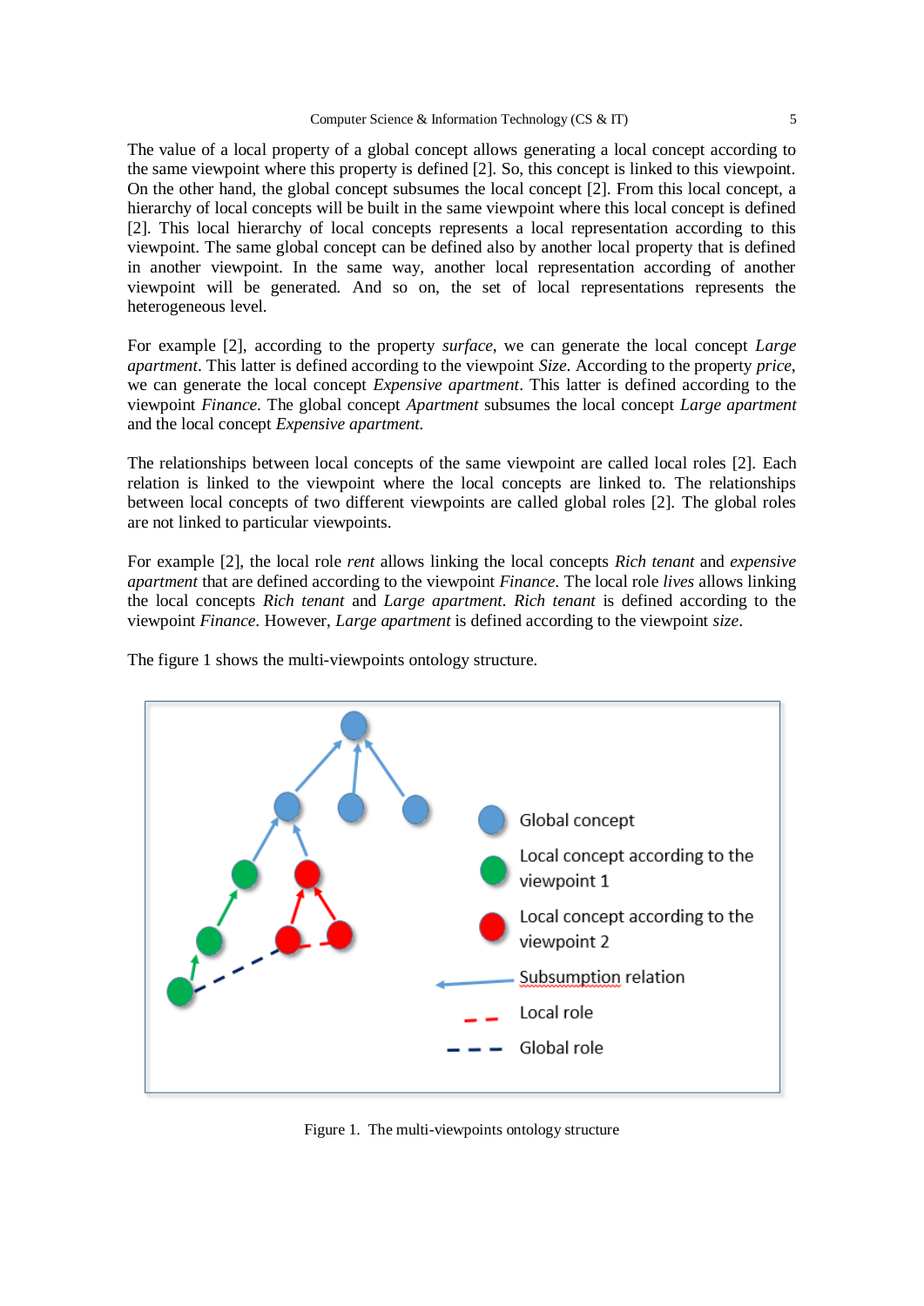The value of a local property of a global concept allows generating a local concept according to the same viewpoint where this property is defined [2]. So, this concept is linked to this viewpoint. On the other hand, the global concept subsumes the local concept [2]. From this local concept, a hierarchy of local concepts will be built in the same viewpoint where this local concept is defined [2]. This local hierarchy of local concepts represents a local representation according to this viewpoint. The same global concept can be defined also by another local property that is defined in another viewpoint. In the same way, another local representation according of another viewpoint will be generated. And so on, the set of local representations represents the heterogeneous level.

For example [2], according to the property *surface*, we can generate the local concept *Large apartment*. This latter is defined according to the viewpoint *Size*. According to the property *price*, we can generate the local concept *Expensive apartment*. This latter is defined according to the viewpoint *Finance*. The global concept *Apartment* subsumes the local concept *Large apartment* and the local concept *Expensive apartment.*

The relationships between local concepts of the same viewpoint are called local roles [2]. Each relation is linked to the viewpoint where the local concepts are linked to. The relationships between local concepts of two different viewpoints are called global roles [2]. The global roles are not linked to particular viewpoints.

For example [2], the local role *rent* allows linking the local concepts *Rich tenant* and *expensive apartment* that are defined according to the viewpoint *Finance*. The local role *lives* allows linking the local concepts *Rich tenant* and *Large apartment. Rich tenant* is defined according to the viewpoint *Finance*. However, *Large apartment* is defined according to the viewpoint *size*.

The figure 1 shows the multi-viewpoints ontology structure.

Figure 1. The multi-viewpoints ontology structure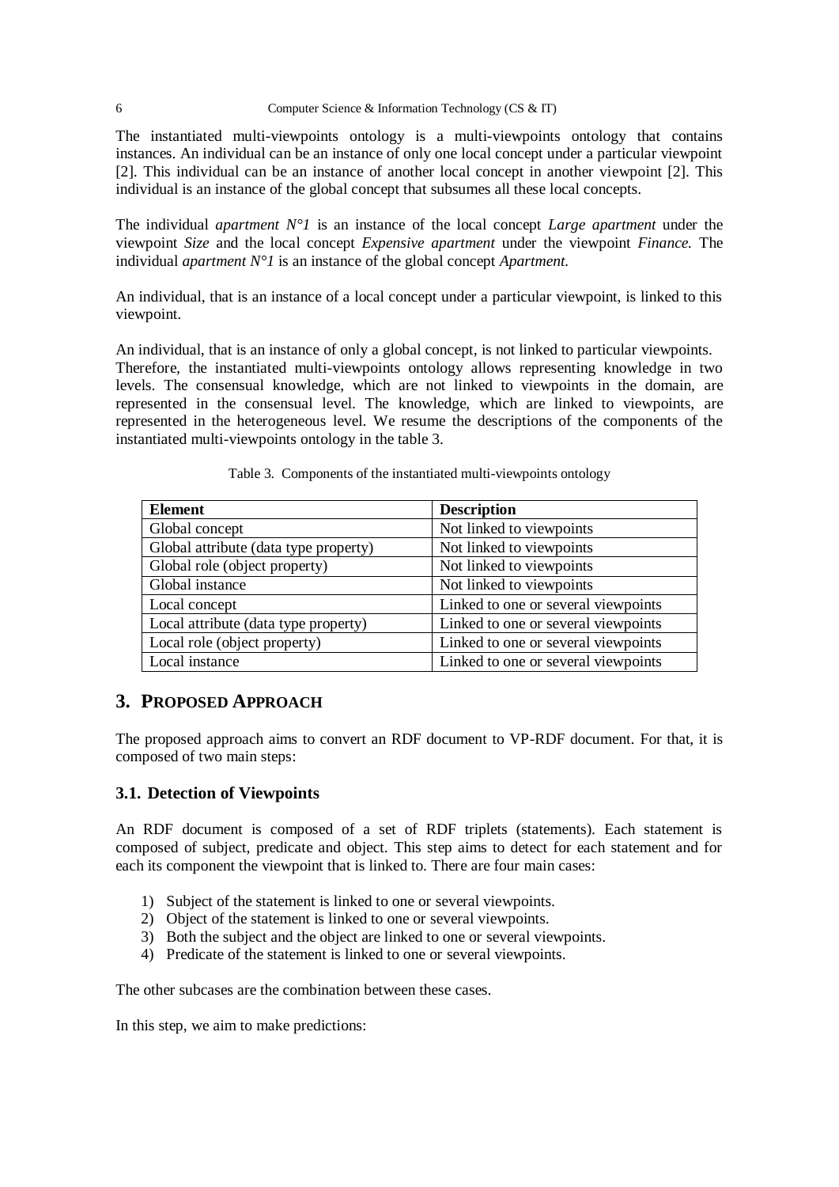The instantiated multi-viewpoints ontology is a multi-viewpoints ontology that contains instances. An individual can be an instance of only one local concept under a particular viewpoint [2]. This individual can be an instance of another local concept in another viewpoint [2]. This individual is an instance of the global concept that subsumes all these local concepts.

The individual *apartment N°1* is an instance of the local concept *Large apartment* under the viewpoint *Size* and the local concept *Expensive apartment* under the viewpoint *Finance.* The individual *apartment N°1* is an instance of the global concept *Apartment.*

An individual, that is an instance of a local concept under a particular viewpoint, is linked to this viewpoint.

An individual, that is an instance of only a global concept, is not linked to particular viewpoints. Therefore, the instantiated multi-viewpoints ontology allows representing knowledge in two levels. The consensual knowledge, which are not linked to viewpoints in the domain, are represented in the consensual level. The knowledge, which are linked to viewpoints, are represented in the heterogeneous level. We resume the descriptions of the components of the instantiated multi-viewpoints ontology in the table 3.

Table 3. Components of the instantiated multi-viewpoints ontology

| Element | Description |
|---|---|
| Global concept | Not linked to viewpoints |
| Global attribute (data type property) | Not linked to viewpoints |
| Global role (object property) | Not linked to viewpoints |
| Global instance | Not linked to viewpoints |
| Local concept | Linked to one or several viewpoints |
| Local attribute (data type property) | Linked to one or several viewpoints |
| Local role (object property) | Linked to one or several viewpoints |
| Local instance | Linked to one or several viewpoints |

## 3. Proposed Approach

The proposed approach aims to convert an RDF document to VP-RDF document. For that, it is composed of two main steps:

### 3.1. Detection of Viewpoints

An RDF document is composed of a set of RDF triplets (statements). Each statement is composed of subject, predicate and object. This step aims to detect for each statement and for each its component the viewpoint that is linked to. There are four main cases:

1) Subject of the statement is linked to one or several viewpoints.
2) Object of the statement is linked to one or several viewpoints.
3) Both the subject and the object are linked to one or several viewpoints.
4) Predicate of the statement is linked to one or several viewpoints.

The other subcases are the combination between these cases.

In this step, we aim to make predictions: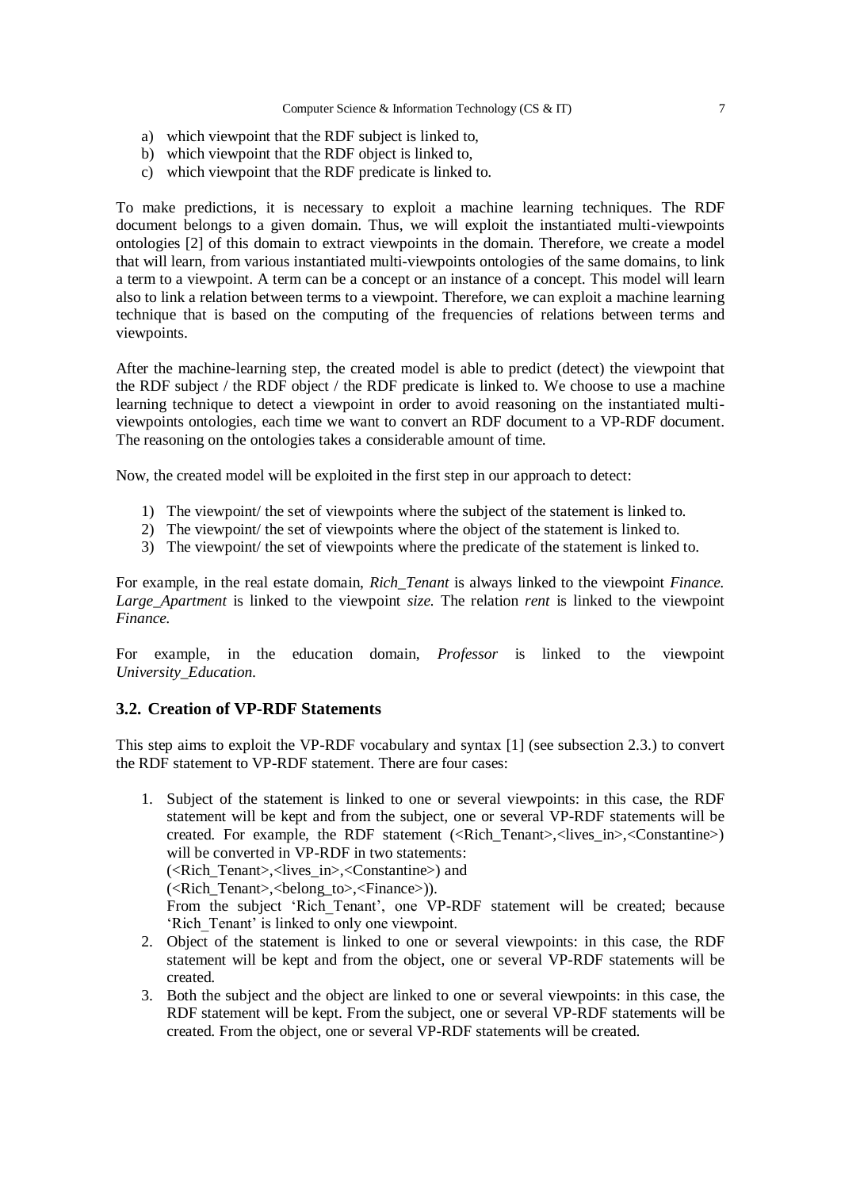a) which viewpoint that the RDF subject is linked to,
b) which viewpoint that the RDF object is linked to,
c) which viewpoint that the RDF predicate is linked to.

To make predictions, it is necessary to exploit a machine learning techniques. The RDF document belongs to a given domain. Thus, we will exploit the instantiated multi-viewpoints ontologies [2] of this domain to extract viewpoints in the domain. Therefore, we create a model that will learn, from various instantiated multi-viewpoints ontologies of the same domains, to link a term to a viewpoint. A term can be a concept or an instance of a concept. This model will learn also to link a relation between terms to a viewpoint. Therefore, we can exploit a machine learning technique that is based on the computing of the frequencies of relations between terms and viewpoints.

After the machine-learning step, the created model is able to predict (detect) the viewpoint that the RDF subject / the RDF object / the RDF predicate is linked to. We choose to use a machine learning technique to detect a viewpoint in order to avoid reasoning on the instantiated multi-viewpoints ontologies, each time we want to convert an RDF document to a VP-RDF document. The reasoning on the ontologies takes a considerable amount of time.

Now, the created model will be exploited in the first step in our approach to detect:

1) The viewpoint/ the set of viewpoints where the subject of the statement is linked to.
2) The viewpoint/ the set of viewpoints where the object of the statement is linked to.
3) The viewpoint/ the set of viewpoints where the predicate of the statement is linked to.

For example, in the real estate domain, *Rich_Tenant* is always linked to the viewpoint *Finance. Large_Apartment* is linked to the viewpoint *size.* The relation *rent* is linked to the viewpoint *Finance.*

For example, in the education domain, *Professor* is linked to the viewpoint *University_Education.*

### 3.2. Creation of VP-RDF Statements

This step aims to exploit the VP-RDF vocabulary and syntax [1] (see subsection 2.3.) to convert the RDF statement to VP-RDF statement. There are four cases:

1. Subject of the statement is linked to one or several viewpoints: in this case, the RDF statement will be kept and from the subject, one or several VP-RDF statements will be created. For example, the RDF statement (<Rich_Tenant>,<lives_in>,<Constantine>) will be converted in VP-RDF in two statements:
   (<Rich_Tenant>,<lives_in>,<Constantine>) and
   (<Rich_Tenant>,<belong_to>,<Finance>)).
   From the subject 'Rich_Tenant', one VP-RDF statement will be created; because 'Rich_Tenant' is linked to only one viewpoint.
2. Object of the statement is linked to one or several viewpoints: in this case, the RDF statement will be kept and from the object, one or several VP-RDF statements will be created.
3. Both the subject and the object are linked to one or several viewpoints: in this case, the RDF statement will be kept. From the subject, one or several VP-RDF statements will be created. From the object, one or several VP-RDF statements will be created.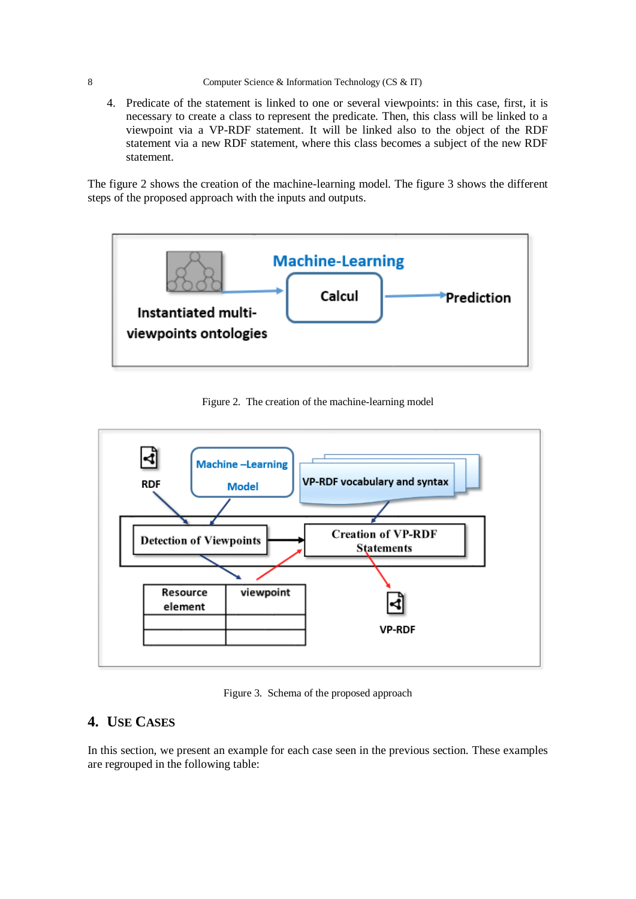4. Predicate of the statement is linked to one or several viewpoints: in this case, first, it is necessary to create a class to represent the predicate. Then, this class will be linked to a viewpoint via a VP-RDF statement. It will be linked also to the object of the RDF statement via a new RDF statement, where this class becomes a subject of the new RDF statement.

The figure 2 shows the creation of the machine-learning model. The figure 3 shows the different steps of the proposed approach with the inputs and outputs.

Figure 2. The creation of the machine-learning model

Figure 3. Schema of the proposed approach

## 4. Use Cases

In this section, we present an example for each case seen in the previous section. These examples are regrouped in the following table: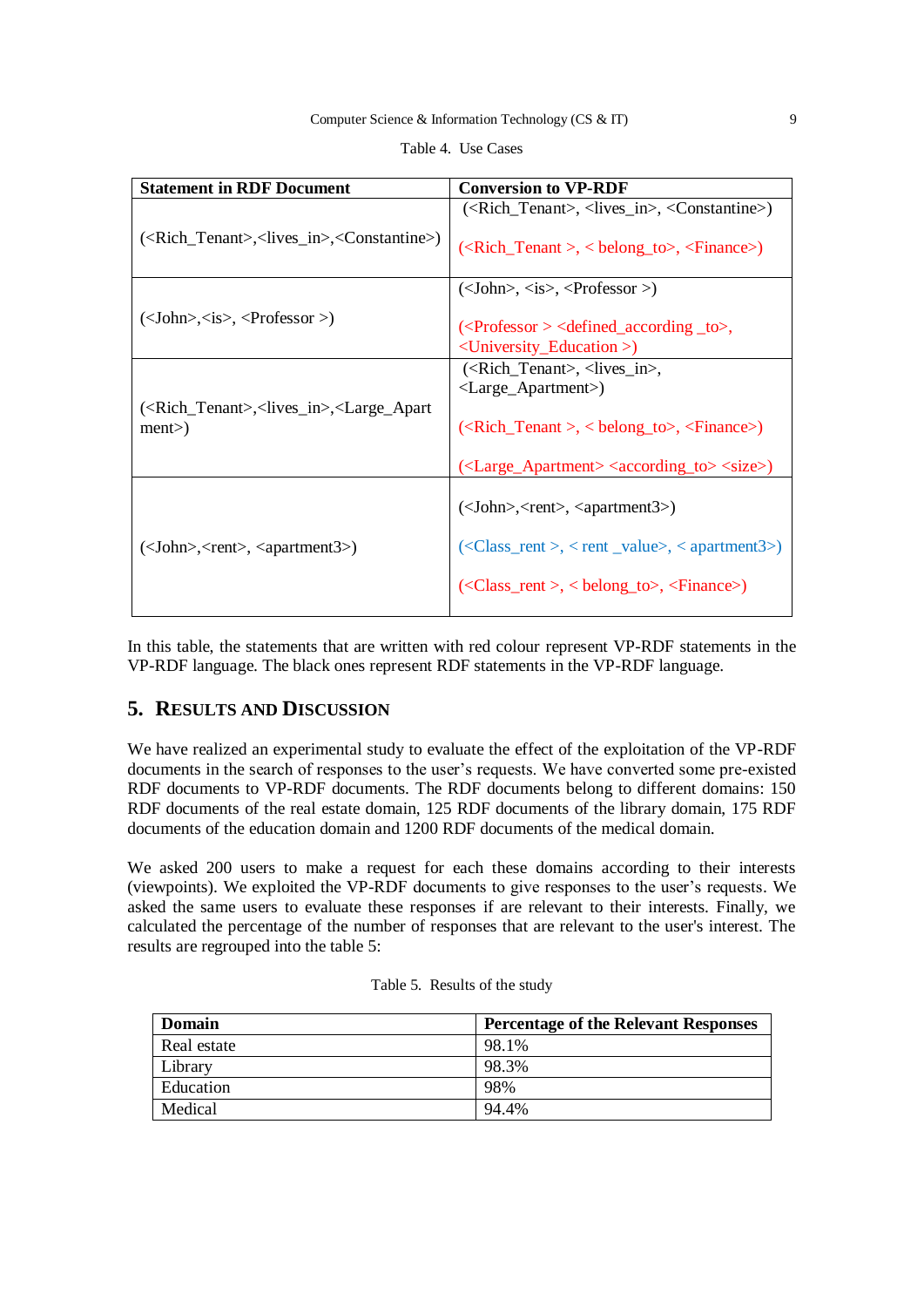Table 4. Use Cases

| Statement in RDF Document | Conversion to VP-RDF |
|---|---|
| (<Rich_Tenant>,<lives_in>,<Constantine>) | (<Rich_Tenant>, <lives_in>, <Constantine>)<br><br>(<Rich_Tenant >, < belong_to>, <Finance>) |
| (<John>,<is>, <Professor >) | (<John>, <is>, <Professor >)<br><br>(<Professor > <defined_according _to>, <University_Education >) |
| (<Rich_Tenant>,<lives_in>,<Large_Apartment>) | (<Rich_Tenant>, <lives_in>, <Large_Apartment>)<br><br>(<Rich_Tenant >, < belong_to>, <Finance>)<br><br>(<Large_Apartment> <according_to> <size>) |
| (<John>,<rent>, <apartment3>) | (<John>,<rent>, <apartment3>)<br><br>(<Class_rent >, < rent _value>, < apartment3>)<br><br>(<Class_rent >, < belong_to>, <Finance>) |

In this table, the statements that are written with red colour represent VP-RDF statements in the VP-RDF language. The black ones represent RDF statements in the VP-RDF language.

## 5. Results and Discussion

We have realized an experimental study to evaluate the effect of the exploitation of the VP-RDF documents in the search of responses to the user's requests. We have converted some pre-existed RDF documents to VP-RDF documents. The RDF documents belong to different domains: 150 RDF documents of the real estate domain, 125 RDF documents of the library domain, 175 RDF documents of the education domain and 1200 RDF documents of the medical domain.

We asked 200 users to make a request for each these domains according to their interests (viewpoints). We exploited the VP-RDF documents to give responses to the user's requests. We asked the same users to evaluate these responses if are relevant to their interests. Finally, we calculated the percentage of the number of responses that are relevant to the user's interest. The results are regrouped into the table 5:

Table 5. Results of the study

| Domain | Percentage of the Relevant Responses |
|---|---|
| Real estate | 98.1% |
| Library | 98.3% |
| Education | 98% |
| Medical | 94.4% |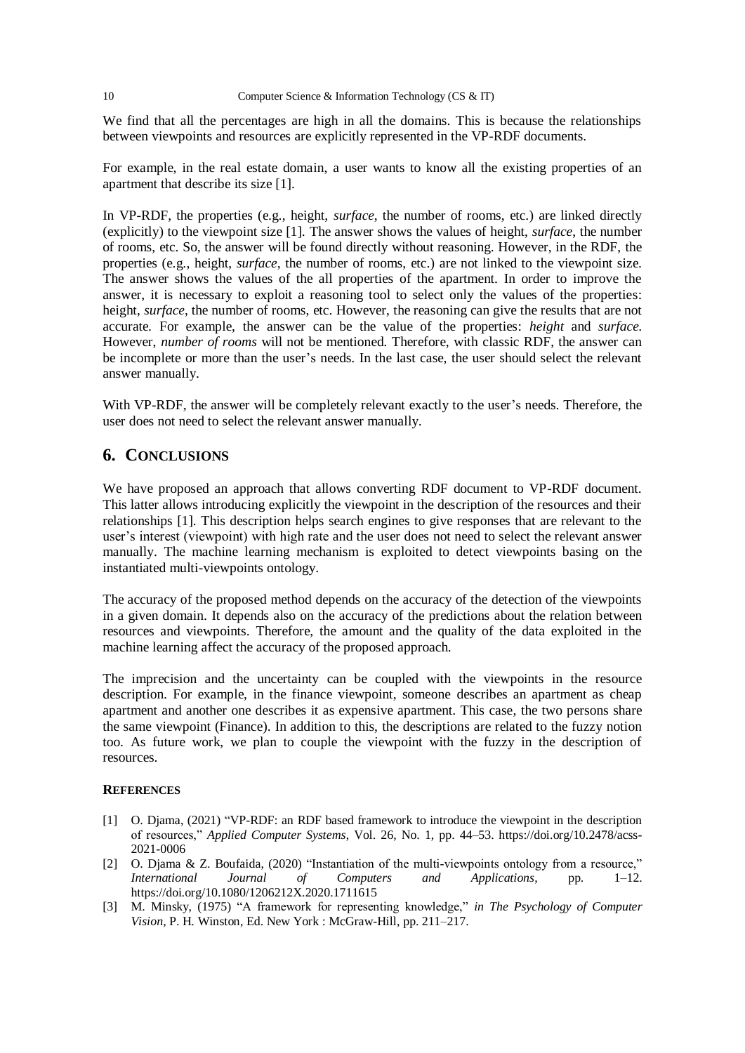We find that all the percentages are high in all the domains. This is because the relationships between viewpoints and resources are explicitly represented in the VP-RDF documents.

For example, in the real estate domain, a user wants to know all the existing properties of an apartment that describe its size [1].

In VP-RDF, the properties (e.g., height, *surface*, the number of rooms, etc.) are linked directly (explicitly) to the viewpoint size [1]. The answer shows the values of height, *surface*, the number of rooms, etc. So, the answer will be found directly without reasoning. However, in the RDF, the properties (e.g., height, *surface*, the number of rooms, etc.) are not linked to the viewpoint size. The answer shows the values of the all properties of the apartment. In order to improve the answer, it is necessary to exploit a reasoning tool to select only the values of the properties: height, *surface*, the number of rooms, etc. However, the reasoning can give the results that are not accurate. For example, the answer can be the value of the properties: *height* and *surface*. However, *number of rooms* will not be mentioned. Therefore, with classic RDF, the answer can be incomplete or more than the user's needs. In the last case, the user should select the relevant answer manually.

With VP-RDF, the answer will be completely relevant exactly to the user's needs. Therefore, the user does not need to select the relevant answer manually.

## 6. Conclusions

We have proposed an approach that allows converting RDF document to VP-RDF document. This latter allows introducing explicitly the viewpoint in the description of the resources and their relationships [1]. This description helps search engines to give responses that are relevant to the user's interest (viewpoint) with high rate and the user does not need to select the relevant answer manually. The machine learning mechanism is exploited to detect viewpoints basing on the instantiated multi-viewpoints ontology.

The accuracy of the proposed method depends on the accuracy of the detection of the viewpoints in a given domain. It depends also on the accuracy of the predictions about the relation between resources and viewpoints. Therefore, the amount and the quality of the data exploited in the machine learning affect the accuracy of the proposed approach.

The imprecision and the uncertainty can be coupled with the viewpoints in the resource description. For example, in the finance viewpoint, someone describes an apartment as cheap apartment and another one describes it as expensive apartment. This case, the two persons share the same viewpoint (Finance). In addition to this, the descriptions are related to the fuzzy notion too. As future work, we plan to couple the viewpoint with the fuzzy in the description of resources.

### References

[1] O. Djama, (2021) "VP-RDF: an RDF based framework to introduce the viewpoint in the description of resources," *Applied Computer Systems*, Vol. 26, No. 1, pp. 44–53. https://doi.org/10.2478/acss-2021-0006

[2] O. Djama & Z. Boufaida, (2020) "Instantiation of the multi-viewpoints ontology from a resource," *International Journal of Computers and Applications*, pp. 1–12. https://doi.org/10.1080/1206212X.2020.1711615

[3] M. Minsky, (1975) "A framework for representing knowledge," *in The Psychology of Computer Vision*, P. H. Winston, Ed. New York : McGraw-Hill, pp. 211–217.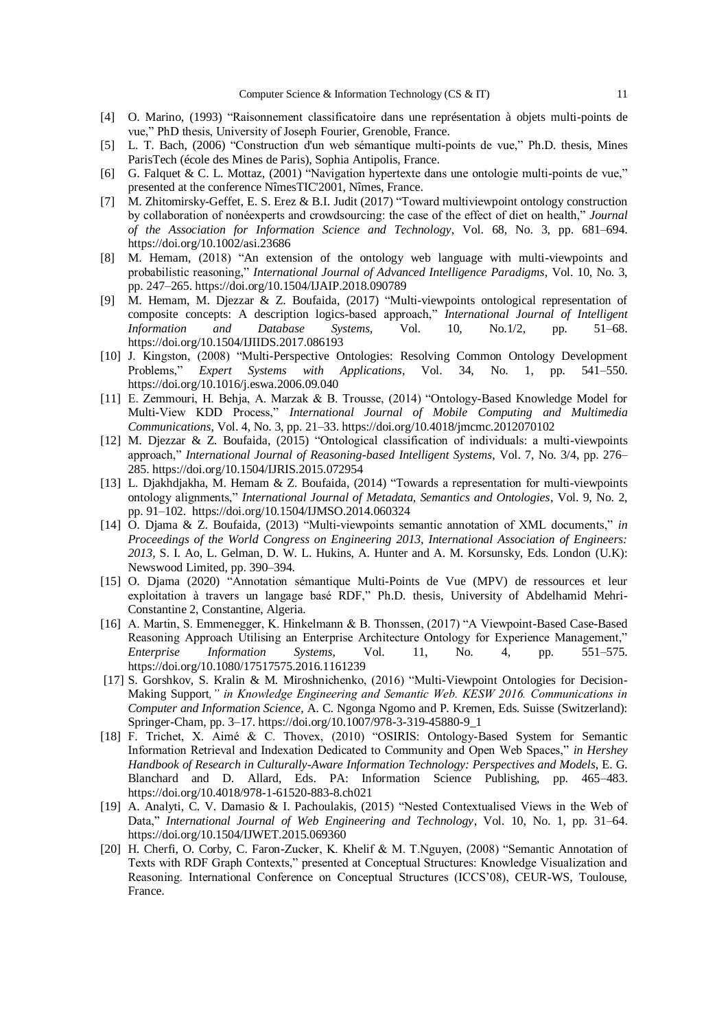[4] O. Marino, (1993) "Raisonnement classificatoire dans une représentation à objets multi-points de vue," PhD thesis, University of Joseph Fourier, Grenoble, France.

[5] L. T. Bach, (2006) "Construction d'un web sémantique multi-points de vue," Ph.D. thesis, Mines ParisTech (école des Mines de Paris), Sophia Antipolis, France.

[6] G. Falquet & C. L. Mottaz, (2001) "Navigation hypertexte dans une ontologie multi-points de vue," presented at the conference NîmesTIC'2001, Nîmes, France.

[7] M. Zhitomirsky-Geffet, E. S. Erez & B.I. Judit (2017) "Toward multiviewpoint ontology construction by collaboration of nonéexperts and crowdsourcing: the case of the effect of diet on health," *Journal of the Association for Information Science and Technology*, Vol. 68, No. 3, pp. 681–694. https://doi.org/10.1002/asi.23686

[8] M. Hemam, (2018) "An extension of the ontology web language with multi-viewpoints and probabilistic reasoning," *International Journal of Advanced Intelligence Paradigms*, Vol. 10, No. 3, pp. 247–265. https://doi.org/10.1504/IJAIP.2018.090789

[9] M. Hemam, M. Djezzar & Z. Boufaida, (2017) "Multi-viewpoints ontological representation of composite concepts: A description logics-based approach," *International Journal of Intelligent Information and Database Systems*, Vol. 10, No.1/2, pp. 51–68. https://doi.org/10.1504/IJIIDS.2017.086193

[10] J. Kingston, (2008) "Multi-Perspective Ontologies: Resolving Common Ontology Development Problems," *Expert Systems with Applications*, Vol. 34, No. 1, pp. 541–550. https://doi.org/10.1016/j.eswa.2006.09.040

[11] E. Zemmouri, H. Behja, A. Marzak & B. Trousse, (2014) "Ontology-Based Knowledge Model for Multi-View KDD Process," *International Journal of Mobile Computing and Multimedia Communications*, Vol. 4, No. 3, pp. 21–33. https://doi.org/10.4018/jmcmc.2012070102

[12] M. Djezzar & Z. Boufaida, (2015) "Ontological classification of individuals: a multi-viewpoints approach," *International Journal of Reasoning-based Intelligent Systems*, Vol. 7, No. 3/4, pp. 276–285. https://doi.org/10.1504/IJRIS.2015.072954

[13] L. Djakhdjakha, M. Hemam & Z. Boufaida, (2014) "Towards a representation for multi-viewpoints ontology alignments," *International Journal of Metadata, Semantics and Ontologies*, Vol. 9, No. 2, pp. 91–102. https://doi.org/10.1504/IJMSO.2014.060324

[14] O. Djama & Z. Boufaida, (2013) "Multi-viewpoints semantic annotation of XML documents," *in Proceedings of the World Congress on Engineering 2013, International Association of Engineers: 2013*, S. I. Ao, L. Gelman, D. W. L. Hukins, A. Hunter and A. M. Korsunsky, Eds. London (U.K): Newswood Limited, pp. 390–394.

[15] O. Djama (2020) "Annotation sémantique Multi-Points de Vue (MPV) de ressources et leur exploitation à travers un langage basé RDF," Ph.D. thesis, University of Abdelhamid Mehri-Constantine 2, Constantine, Algeria.

[16] A. Martin, S. Emmenegger, K. Hinkelmann & B. Thonssen, (2017) "A Viewpoint-Based Case-Based Reasoning Approach Utilising an Enterprise Architecture Ontology for Experience Management," *Enterprise Information Systems*, Vol. 11, No. 4, pp. 551–575. https://doi.org/10.1080/17517575.2016.1161239

[17] S. Gorshkov, S. Kralin & M. Miroshnichenko, (2016) "Multi-Viewpoint Ontologies for Decision-Making Support*," in Knowledge Engineering and Semantic Web. KESW 2016. Communications in Computer and Information Science*, A. C. Ngonga Ngomo and P. Kremen, Eds. Suisse (Switzerland): Springer-Cham, pp. 3–17. https://doi.org/10.1007/978-3-319-45880-9_1

[18] F. Trichet, X. Aimé & C. Thovex, (2010) "OSIRIS: Ontology-Based System for Semantic Information Retrieval and Indexation Dedicated to Community and Open Web Spaces," *in Hershey Handbook of Research in Culturally-Aware Information Technology: Perspectives and Models*, E. G. Blanchard and D. Allard, Eds. PA: Information Science Publishing, pp. 465–483. https://doi.org/10.4018/978-1-61520-883-8.ch021

[19] A. Analyti, C. V. Damasio & I. Pachoulakis, (2015) "Nested Contextualised Views in the Web of Data," *International Journal of Web Engineering and Technology*, Vol. 10, No. 1, pp. 31–64. https://doi.org/10.1504/IJWET.2015.069360

[20] H. Cherfi, O. Corby, C. Faron-Zucker, K. Khelif & M. T.Nguyen, (2008) "Semantic Annotation of Texts with RDF Graph Contexts," presented at Conceptual Structures: Knowledge Visualization and Reasoning. International Conference on Conceptual Structures (ICCS'08), CEUR-WS, Toulouse, France.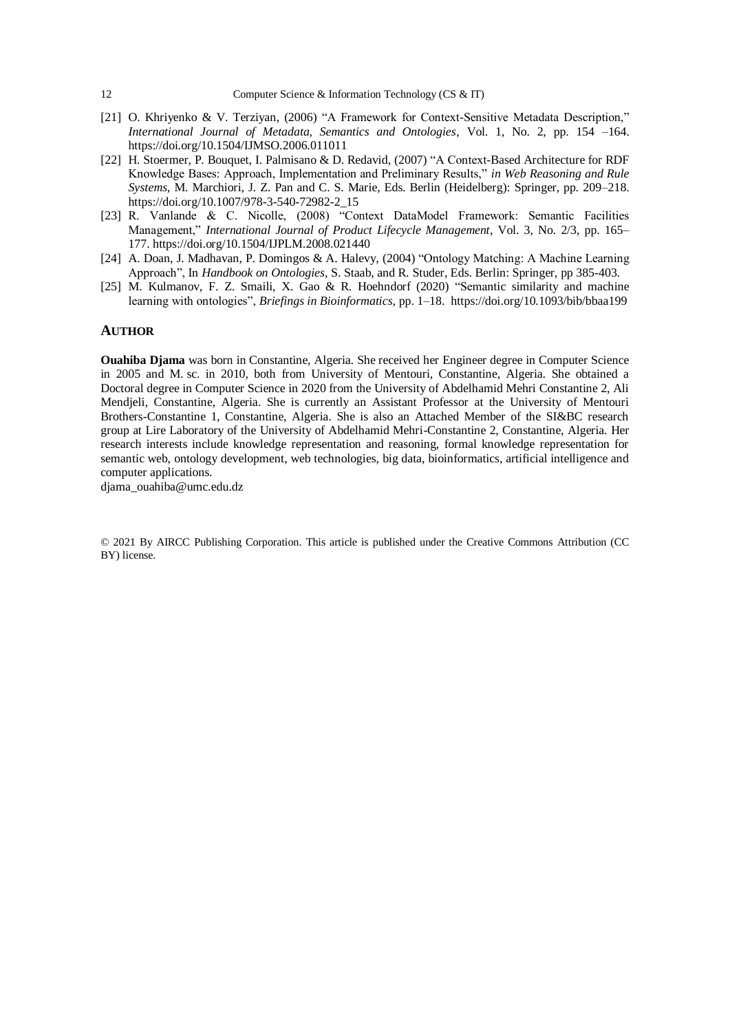[21] O. Khriyenko & V. Terziyan, (2006) "A Framework for Context-Sensitive Metadata Description," *International Journal of Metadata, Semantics and Ontologies*, Vol. 1, No. 2, pp. 154 –164. https://doi.org/10.1504/IJMSO.2006.011011

[22] H. Stoermer, P. Bouquet, I. Palmisano & D. Redavid, (2007) "A Context-Based Architecture for RDF Knowledge Bases: Approach, Implementation and Preliminary Results," *in Web Reasoning and Rule Systems*, M. Marchiori, J. Z. Pan and C. S. Marie, Eds. Berlin (Heidelberg): Springer, pp. 209–218. https://doi.org/10.1007/978-3-540-72982-2_15

[23] R. Vanlande & C. Nicolle, (2008) "Context DataModel Framework: Semantic Facilities Management," *International Journal of Product Lifecycle Management*, Vol. 3, No. 2/3, pp. 165–177. https://doi.org/10.1504/IJPLM.2008.021440

[24] A. Doan, J. Madhavan, P. Domingos & A. Halevy, (2004) "Ontology Matching: A Machine Learning Approach", In *Handbook on Ontologies*, S. Staab, and R. Studer, Eds. Berlin: Springer, pp 385-403.

[25] M. Kulmanov, F. Z. Smaili, X. Gao & R. Hoehndorf (2020) "Semantic similarity and machine learning with ontologies", *Briefings in Bioinformatics*, pp. 1–18. https://doi.org/10.1093/bib/bbaa199

## AUTHOR

**Ouahiba Djama** was born in Constantine, Algeria. She received her Engineer degree in Computer Science in 2005 and M. sc. in 2010, both from University of Mentouri, Constantine, Algeria. She obtained a Doctoral degree in Computer Science in 2020 from the University of Abdelhamid Mehri Constantine 2, Ali Mendjeli, Constantine, Algeria. She is currently an Assistant Professor at the University of Mentouri Brothers-Constantine 1, Constantine, Algeria. She is also an Attached Member of the SI&BC research group at Lire Laboratory of the University of Abdelhamid Mehri-Constantine 2, Constantine, Algeria. Her research interests include knowledge representation and reasoning, formal knowledge representation for semantic web, ontology development, web technologies, big data, bioinformatics, artificial intelligence and computer applications.
djama_ouahiba@umc.edu.dz

© 2021 By AIRCC Publishing Corporation. This article is published under the Creative Commons Attribution (CC BY) license.